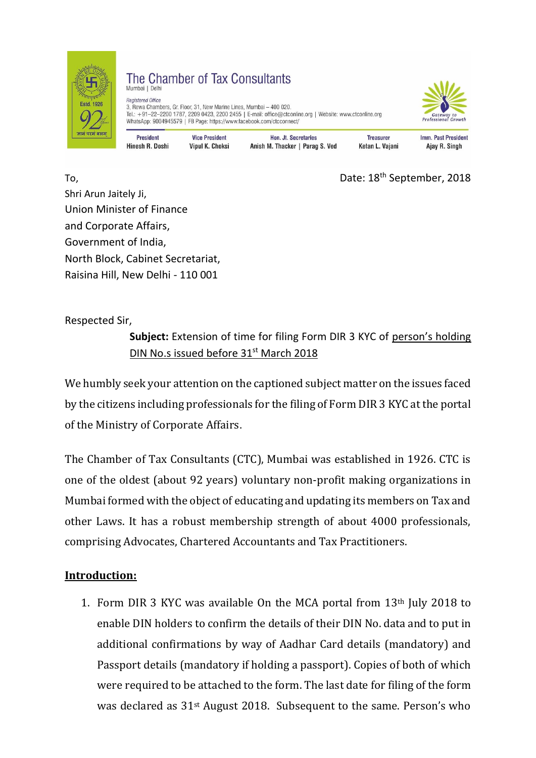# The Chamber of Tax Consultants

Mumbai | Delhi

*Registered Office*
3, Rewa Chambers, Gr. Floor, 31, New Marine Lines, Mumbai – 400 020.
Tel.: +91–22–2200 1787, 2209 0423, 2200 2455 | E-mail: office@ctconline.org | Website: www.ctconline.org
WhatsApp: 9004945579 | FB Page: https://www.facebook.com/ctcconnect/

| President | Vice President | Hon. Jt. Secretaries | Treasurer | Imm. Past President |
|---|---|---|---|---|
| Hinesh R. Doshi | Vipul K. Choksi | Anish M. Thacker \| Parag S. Ved | Ketan L. Vajani | Ajay R. Singh |

To,
Shri Arun Jaitely Ji,
Union Minister of Finance
and Corporate Affairs,
Government of India,
North Block, Cabinet Secretariat,
Raisina Hill, New Delhi - 110 001

Date: 18th September, 2018

Respected Sir,

**Subject:** Extension of time for filing Form DIR 3 KYC of person's holding DIN No.s issued before 31st March 2018

We humbly seek your attention on the captioned subject matter on the issues faced by the citizens including professionals for the filing of Form DIR 3 KYC at the portal of the Ministry of Corporate Affairs.

The Chamber of Tax Consultants (CTC), Mumbai was established in 1926. CTC is one of the oldest (about 92 years) voluntary non-profit making organizations in Mumbai formed with the object of educating and updating its members on Tax and other Laws. It has a robust membership strength of about 4000 professionals, comprising Advocates, Chartered Accountants and Tax Practitioners.

## Introduction:

1. Form DIR 3 KYC was available On the MCA portal from 13th July 2018 to enable DIN holders to confirm the details of their DIN No. data and to put in additional confirmations by way of Aadhar Card details (mandatory) and Passport details (mandatory if holding a passport). Copies of both of which were required to be attached to the form. The last date for filing of the form was declared as 31st August 2018. Subsequent to the same. Person's who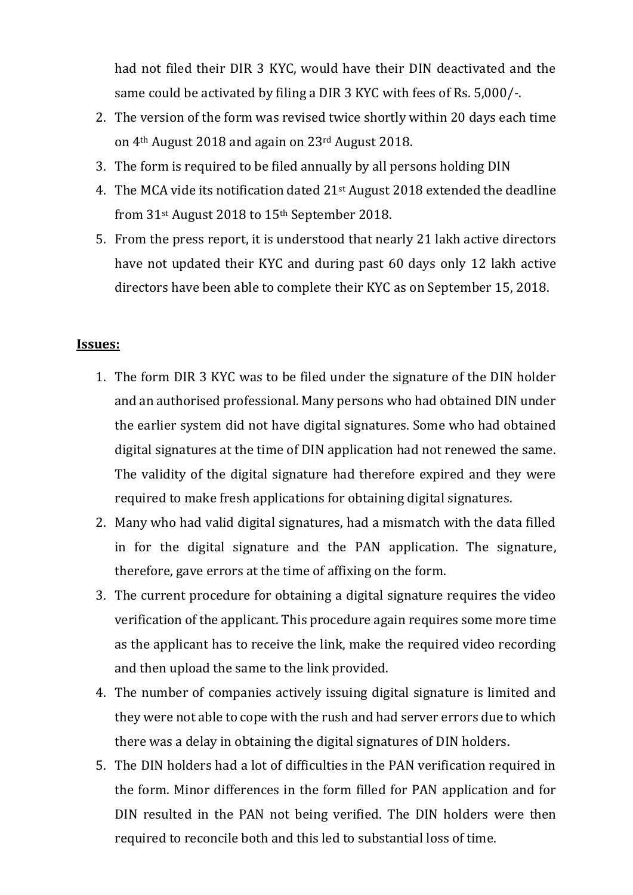had not filed their DIR 3 KYC, would have their DIN deactivated and the same could be activated by filing a DIR 3 KYC with fees of Rs. 5,000/-.

2. The version of the form was revised twice shortly within 20 days each time on 4th August 2018 and again on 23rd August 2018.
3. The form is required to be filed annually by all persons holding DIN
4. The MCA vide its notification dated 21st August 2018 extended the deadline from 31st August 2018 to 15th September 2018.
5. From the press report, it is understood that nearly 21 lakh active directors have not updated their KYC and during past 60 days only 12 lakh active directors have been able to complete their KYC as on September 15, 2018.

**Issues:**

1. The form DIR 3 KYC was to be filed under the signature of the DIN holder and an authorised professional. Many persons who had obtained DIN under the earlier system did not have digital signatures. Some who had obtained digital signatures at the time of DIN application had not renewed the same. The validity of the digital signature had therefore expired and they were required to make fresh applications for obtaining digital signatures.
2. Many who had valid digital signatures, had a mismatch with the data filled in for the digital signature and the PAN application. The signature, therefore, gave errors at the time of affixing on the form.
3. The current procedure for obtaining a digital signature requires the video verification of the applicant. This procedure again requires some more time as the applicant has to receive the link, make the required video recording and then upload the same to the link provided.
4. The number of companies actively issuing digital signature is limited and they were not able to cope with the rush and had server errors due to which there was a delay in obtaining the digital signatures of DIN holders.
5. The DIN holders had a lot of difficulties in the PAN verification required in the form. Minor differences in the form filled for PAN application and for DIN resulted in the PAN not being verified. The DIN holders were then required to reconcile both and this led to substantial loss of time.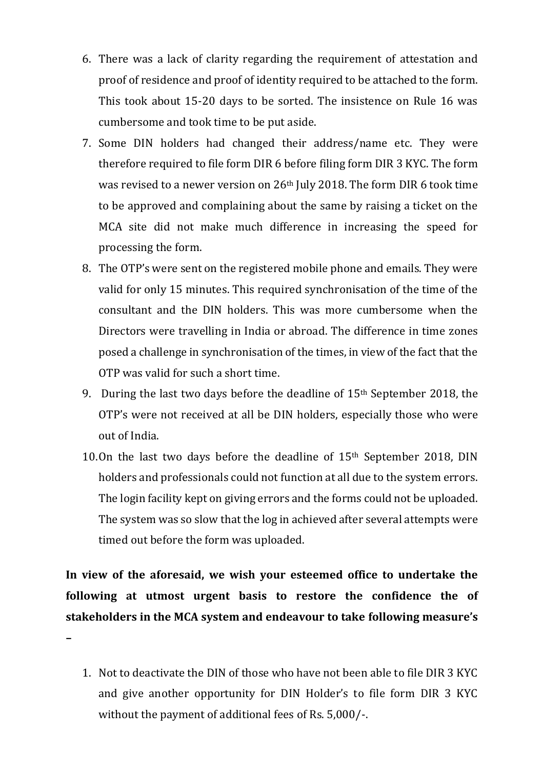6. There was a lack of clarity regarding the requirement of attestation and proof of residence and proof of identity required to be attached to the form. This took about 15-20 days to be sorted. The insistence on Rule 16 was cumbersome and took time to be put aside.
7. Some DIN holders had changed their address/name etc. They were therefore required to file form DIR 6 before filing form DIR 3 KYC. The form was revised to a newer version on 26th July 2018. The form DIR 6 took time to be approved and complaining about the same by raising a ticket on the MCA site did not make much difference in increasing the speed for processing the form.
8. The OTP's were sent on the registered mobile phone and emails. They were valid for only 15 minutes. This required synchronisation of the time of the consultant and the DIN holders. This was more cumbersome when the Directors were travelling in India or abroad. The difference in time zones posed a challenge in synchronisation of the times, in view of the fact that the OTP was valid for such a short time.
9. During the last two days before the deadline of 15th September 2018, the OTP's were not received at all be DIN holders, especially those who were out of India.
10. On the last two days before the deadline of 15th September 2018, DIN holders and professionals could not function at all due to the system errors. The login facility kept on giving errors and the forms could not be uploaded. The system was so slow that the log in achieved after several attempts were timed out before the form was uploaded.

**In view of the aforesaid, we wish your esteemed office to undertake the following at utmost urgent basis to restore the confidence the of stakeholders in the MCA system and endeavour to take following measure's –**

1. Not to deactivate the DIN of those who have not been able to file DIR 3 KYC and give another opportunity for DIN Holder's to file form DIR 3 KYC without the payment of additional fees of Rs. 5,000/-.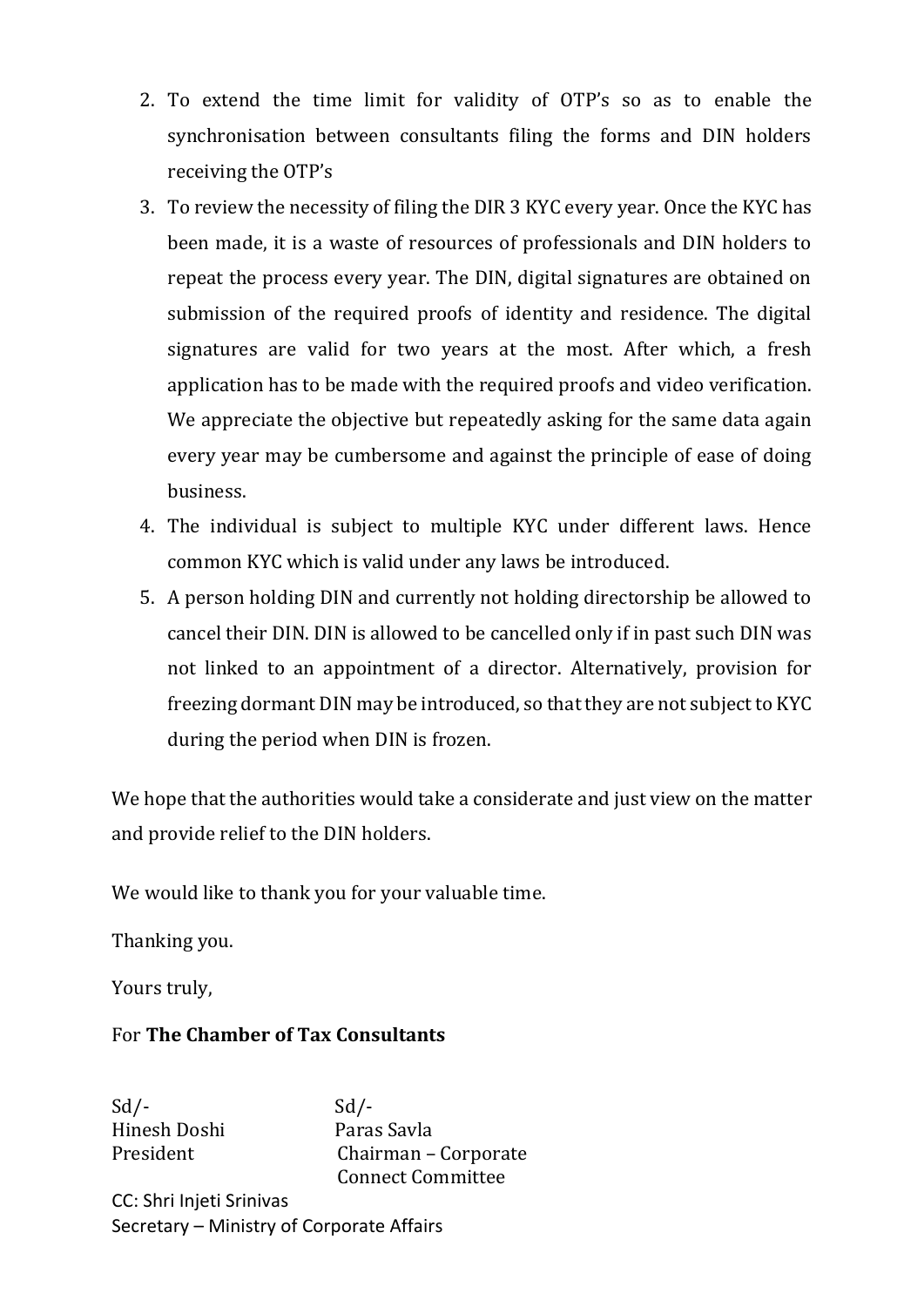2. To extend the time limit for validity of OTP's so as to enable the synchronisation between consultants filing the forms and DIN holders receiving the OTP's
3. To review the necessity of filing the DIR 3 KYC every year. Once the KYC has been made, it is a waste of resources of professionals and DIN holders to repeat the process every year. The DIN, digital signatures are obtained on submission of the required proofs of identity and residence. The digital signatures are valid for two years at the most. After which, a fresh application has to be made with the required proofs and video verification. We appreciate the objective but repeatedly asking for the same data again every year may be cumbersome and against the principle of ease of doing business.
4. The individual is subject to multiple KYC under different laws. Hence common KYC which is valid under any laws be introduced.
5. A person holding DIN and currently not holding directorship be allowed to cancel their DIN. DIN is allowed to be cancelled only if in past such DIN was not linked to an appointment of a director. Alternatively, provision for freezing dormant DIN may be introduced, so that they are not subject to KYC during the period when DIN is frozen.

We hope that the authorities would take a considerate and just view on the matter and provide relief to the DIN holders.

We would like to thank you for your valuable time.

Thanking you.

Yours truly,

For **The Chamber of Tax Consultants**

| | |
|---|---|
| Sd/- | Sd/- |
| Hinesh Doshi | Paras Savla |
| President | Chairman – Corporate Connect Committee |

CC: Shri Injeti Srinivas
Secretary – Ministry of Corporate Affairs